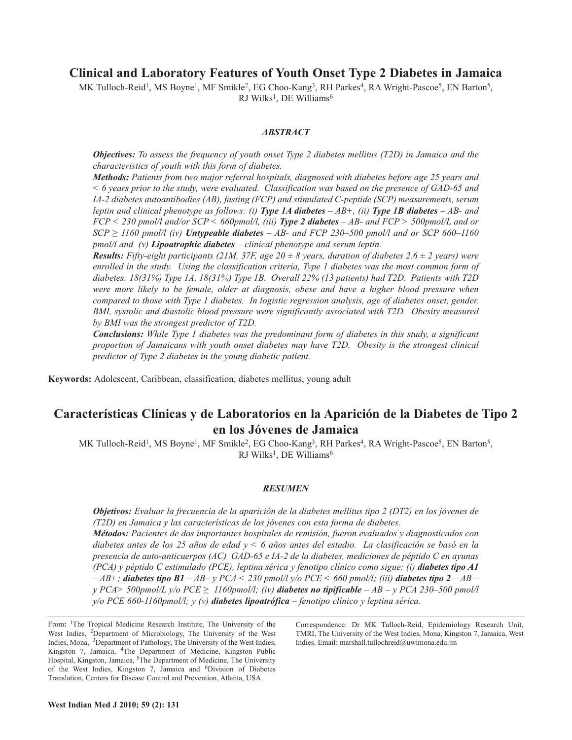# Clinical and Laboratory Features of Youth Onset Type 2 Diabetes in Jamaica

MK Tulloch-Reid[1], MS Boyne[1], MF Smikle[2], EG Choo-Kang[3], RH Parkes[4], RA Wright-Pascoe[5], EN Barton[5], RJ Wilks[1], DE Williams[6]

### *ABSTRACT*

***Objectives:*** *To assess the frequency of youth onset Type 2 diabetes mellitus (T2D) in Jamaica and the characteristics of youth with this form of diabetes.*

***Methods:*** *Patients from two major referral hospitals, diagnosed with diabetes before age 25 years and < 6 years prior to the study, were evaluated. Classification was based on the presence of GAD-65 and IA-2 diabetes autoantibodies (AB), fasting (FCP) and stimulated C-peptide (SCP) measurements, serum leptin and clinical phenotype as follows: (i)* ***Type 1A diabetes*** *– AB+, (ii)* ***Type 1B diabetes*** *– AB- and FCP < 230 pmol/l and/or SCP < 660pmol/l, (iii)* ***Type 2 diabetes*** *– AB- and FCP > 500pmol/L and or SCP ≥ 1160 pmol/l (iv)* ***Untypeable diabetes*** *– AB- and FCP 230–500 pmol/l and or SCP 660–1160 pmol/l and (v)* ***Lipoatrophic diabetes*** *– clinical phenotype and serum leptin.*

***Results:*** *Fifty-eight participants (21M, 37F, age 20 ± 8 years, duration of diabetes 2.6 ± 2 years) were enrolled in the study. Using the classification criteria, Type 1 diabetes was the most common form of diabetes: 18(31%) Type 1A, 18(31%) Type 1B. Overall 22% (13 patients) had T2D. Patients with T2D were more likely to be female, older at diagnosis, obese and have a higher blood pressure when compared to those with Type 1 diabetes. In logistic regression analysis, age of diabetes onset, gender, BMI, systolic and diastolic blood pressure were significantly associated with T2D. Obesity measured by BMI was the strongest predictor of T2D.*

***Conclusions:*** *While Type 1 diabetes was the predominant form of diabetes in this study, a significant proportion of Jamaicans with youth onset diabetes may have T2D. Obesity is the strongest clinical predictor of Type 2 diabetes in the young diabetic patient.*

**Keywords:** Adolescent, Caribbean, classification, diabetes mellitus, young adult

# Características Clínicas y de Laboratorios en la Aparición de la Diabetes de Tipo 2 en los Jóvenes de Jamaica

MK Tulloch-Reid[1], MS Boyne[1], MF Smikle[2], EG Choo-Kang[3], RH Parkes[4], RA Wright-Pascoe[5], EN Barton[5], RJ Wilks[1], DE Williams[6]

### *RESUMEN*

***Objetivos:*** *Evaluar la frecuencia de la aparición de la diabetes mellitus tipo 2 (DT2) en los jóvenes de (T2D) en Jamaica y las características de los jóvenes con esta forma de diabetes.*

***Métodos:*** *Pacientes de dos importantes hospitales de remisión, fueron evaluados y diagnosticados con diabetes antes de los 25 años de edad y < 6 años antes del estudio. La clasificación se basó en la presencia de auto-anticuerpos (AC) GAD-65 e IA-2 de la diabetes, mediciones de péptido C en ayunas (PCA) y péptido C estimulado (PCE), leptina sérica y fenotipo clínico como sigue: (i)* ***diabetes tipo A1*** *– AB+;* ***diabetes tipo B1*** *– AB– y PCA < 230 pmol/l y/o PCE < 660 pmol/l; (iii)* ***diabetes tipo 2*** *– AB – y PCA> 500pmol/L y/o PCE ≥ 1160pmol/l; (iv)* ***diabetes no tipificable*** *– AB – y PCA 230–500 pmol/l y/o PCE 660-1160pmol/l; y (v)* ***diabetes lipoatrófica*** *– fenotipo clínico y leptina sérica.*

From: [1]The Tropical Medicine Research Institute, The University of the West Indies, [2]Department of Microbiology, The University of the West Indies, Mona, [3]Department of Pathology, The University of the West Indies, Kingston 7, Jamaica, [4]The Department of Medicine, Kingston Public Hospital, Kingston, Jamaica, [5]The Department of Medicine, The University of the West Indies, Kingston 7, Jamaica and [6]Division of Diabetes Translation, Centers for Disease Control and Prevention, Atlanta, USA.

Correspondence: Dr MK Tulloch-Reid, Epidemiology Research Unit, TMRI, The University of the West Indies, Mona, Kingston 7, Jamaica, West Indies. Email: marshall.tullochreid@uwimona.edu.jm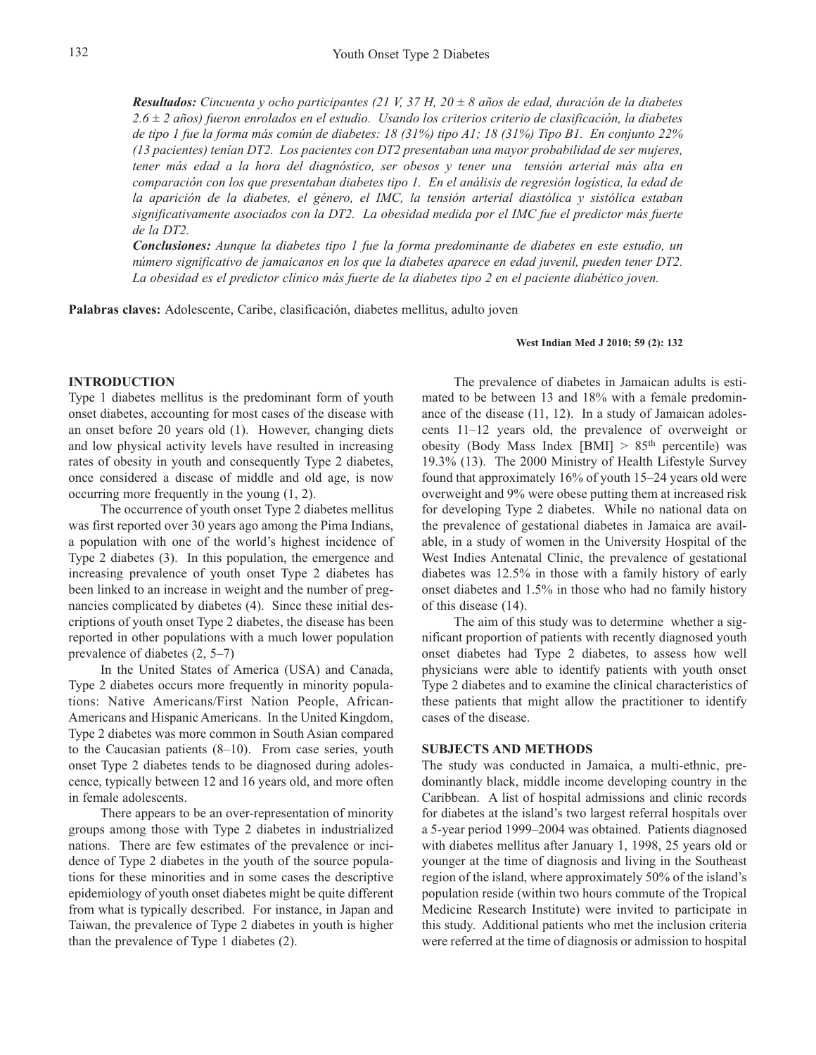*Resultados:* *Cincuenta y ocho participantes (21 V, 37 H, 20 ± 8 años de edad, duración de la diabetes 2.6 ± 2 años) fueron enrolados en el estudio. Usando los criterios criterio de clasificación, la diabetes de tipo 1 fue la forma más común de diabetes: 18 (31%) tipo A1; 18 (31%) Tipo B1. En conjunto 22% (13 pacientes) tenían DT2. Los pacientes con DT2 presentaban una mayor probabilidad de ser mujeres, tener más edad a la hora del diagnóstico, ser obesos y tener una tensión arterial más alta en comparación con los que presentaban diabetes tipo 1. En el análisis de regresión logística, la edad de la aparición de la diabetes, el género, el IMC, la tensión arterial diastólica y sistólica estaban significativamente asociados con la DT2. La obesidad medida por el IMC fue el predictor más fuerte de la DT2.*

*Conclusiones:* *Aunque la diabetes tipo 1 fue la forma predominante de diabetes en este estudio, un número significativo de jamaicanos en los que la diabetes aparece en edad juvenil, pueden tener DT2. La obesidad es el predictor clínico más fuerte de la diabetes tipo 2 en el paciente diabético joven.*

**Palabras claves:** Adolescente, Caribe, clasificación, diabetes mellitus, adulto joven

## INTRODUCTION

Type 1 diabetes mellitus is the predominant form of youth onset diabetes, accounting for most cases of the disease with an onset before 20 years old (1). However, changing diets and low physical activity levels have resulted in increasing rates of obesity in youth and consequently Type 2 diabetes, once considered a disease of middle and old age, is now occurring more frequently in the young (1, 2).

The occurrence of youth onset Type 2 diabetes mellitus was first reported over 30 years ago among the Pima Indians, a population with one of the world's highest incidence of Type 2 diabetes (3). In this population, the emergence and increasing prevalence of youth onset Type 2 diabetes has been linked to an increase in weight and the number of pregnancies complicated by diabetes (4). Since these initial descriptions of youth onset Type 2 diabetes, the disease has been reported in other populations with a much lower population prevalence of diabetes (2, 5–7)

In the United States of America (USA) and Canada, Type 2 diabetes occurs more frequently in minority populations: Native Americans/First Nation People, African-Americans and Hispanic Americans. In the United Kingdom, Type 2 diabetes was more common in South Asian compared to the Caucasian patients (8–10). From case series, youth onset Type 2 diabetes tends to be diagnosed during adolescence, typically between 12 and 16 years old, and more often in female adolescents.

There appears to be an over-representation of minority groups among those with Type 2 diabetes in industrialized nations. There are few estimates of the prevalence or incidence of Type 2 diabetes in the youth of the source populations for these minorities and in some cases the descriptive epidemiology of youth onset diabetes might be quite different from what is typically described. For instance, in Japan and Taiwan, the prevalence of Type 2 diabetes in youth is higher than the prevalence of Type 1 diabetes (2).

The prevalence of diabetes in Jamaican adults is estimated to be between 13 and 18% with a female predominance of the disease (11, 12). In a study of Jamaican adolescents 11–12 years old, the prevalence of overweight or obesity (Body Mass Index [BMI] > 85th percentile) was 19.3% (13). The 2000 Ministry of Health Lifestyle Survey found that approximately 16% of youth 15–24 years old were overweight and 9% were obese putting them at increased risk for developing Type 2 diabetes. While no national data on the prevalence of gestational diabetes in Jamaica are available, in a study of women in the University Hospital of the West Indies Antenatal Clinic, the prevalence of gestational diabetes was 12.5% in those with a family history of early onset diabetes and 1.5% in those who had no family history of this disease (14).

The aim of this study was to determine whether a significant proportion of patients with recently diagnosed youth onset diabetes had Type 2 diabetes, to assess how well physicians were able to identify patients with youth onset Type 2 diabetes and to examine the clinical characteristics of these patients that might allow the practitioner to identify cases of the disease.

## SUBJECTS AND METHODS

The study was conducted in Jamaica, a multi-ethnic, predominantly black, middle income developing country in the Caribbean. A list of hospital admissions and clinic records for diabetes at the island's two largest referral hospitals over a 5-year period 1999–2004 was obtained. Patients diagnosed with diabetes mellitus after January 1, 1998, 25 years old or younger at the time of diagnosis and living in the Southeast region of the island, where approximately 50% of the island's population reside (within two hours commute of the Tropical Medicine Research Institute) were invited to participate in this study. Additional patients who met the inclusion criteria were referred at the time of diagnosis or admission to hospital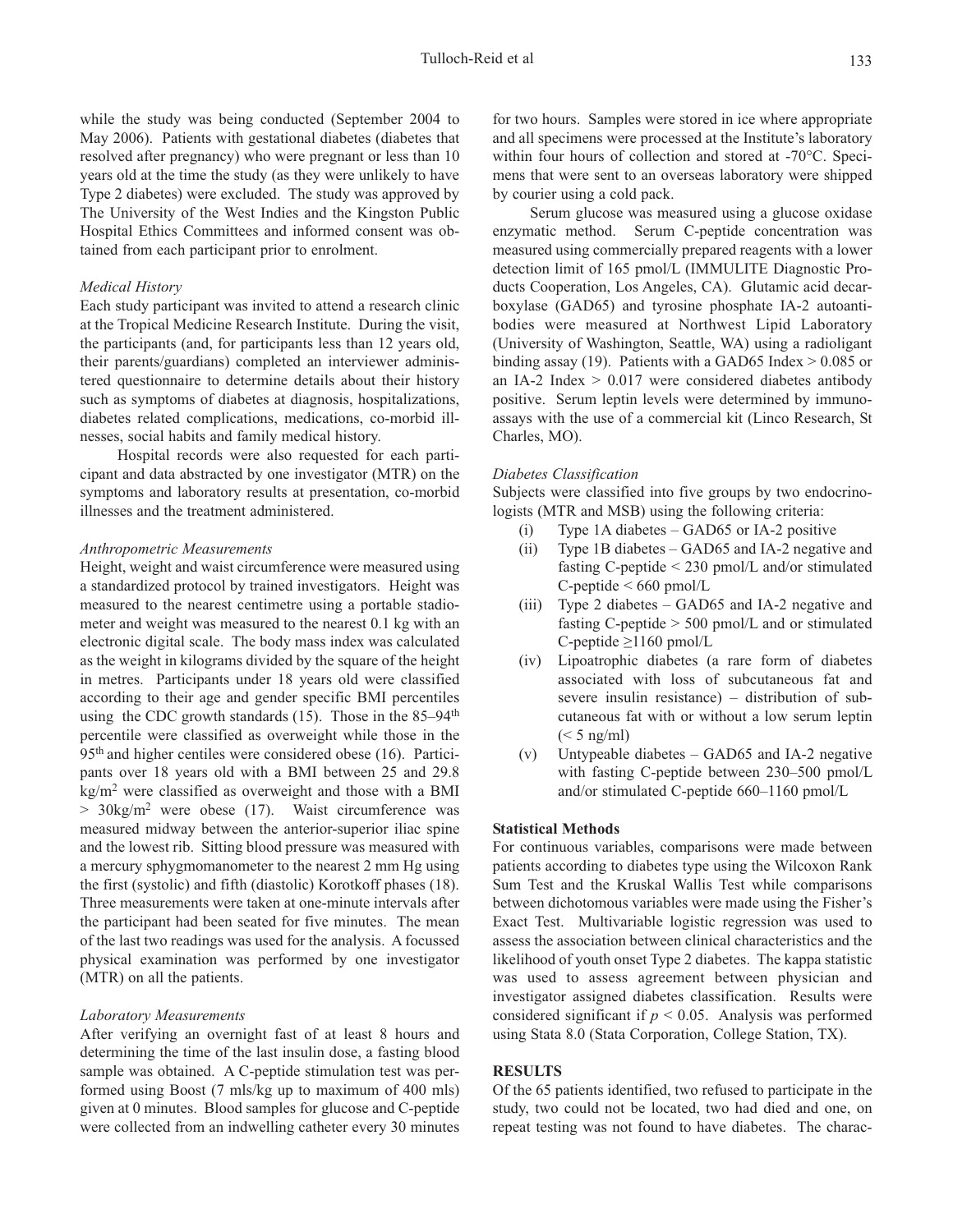while the study was being conducted (September 2004 to May 2006). Patients with gestational diabetes (diabetes that resolved after pregnancy) who were pregnant or less than 10 years old at the time the study (as they were unlikely to have Type 2 diabetes) were excluded. The study was approved by The University of the West Indies and the Kingston Public Hospital Ethics Committees and informed consent was obtained from each participant prior to enrolment.

*Medical History*

Each study participant was invited to attend a research clinic at the Tropical Medicine Research Institute. During the visit, the participants (and, for participants less than 12 years old, their parents/guardians) completed an interviewer administered questionnaire to determine details about their history such as symptoms of diabetes at diagnosis, hospitalizations, diabetes related complications, medications, co-morbid illnesses, social habits and family medical history.

Hospital records were also requested for each participant and data abstracted by one investigator (MTR) on the symptoms and laboratory results at presentation, co-morbid illnesses and the treatment administered.

*Anthropometric Measurements*

Height, weight and waist circumference were measured using a standardized protocol by trained investigators. Height was measured to the nearest centimetre using a portable stadiometer and weight was measured to the nearest 0.1 kg with an electronic digital scale. The body mass index was calculated as the weight in kilograms divided by the square of the height in metres. Participants under 18 years old were classified according to their age and gender specific BMI percentiles using the CDC growth standards (15). Those in the 85–94$^{th}$ percentile were classified as overweight while those in the 95$^{th}$ and higher centiles were considered obese (16). Participants over 18 years old with a BMI between 25 and 29.8 $kg/m^2$ were classified as overweight and those with a BMI > 30$kg/m^2$ were obese (17). Waist circumference was measured midway between the anterior-superior iliac spine and the lowest rib. Sitting blood pressure was measured with a mercury sphygmomanometer to the nearest 2 mm Hg using the first (systolic) and fifth (diastolic) Korotkoff phases (18). Three measurements were taken at one-minute intervals after the participant had been seated for five minutes. The mean of the last two readings was used for the analysis. A focussed physical examination was performed by one investigator (MTR) on all the patients.

*Laboratory Measurements*

After verifying an overnight fast of at least 8 hours and determining the time of the last insulin dose, a fasting blood sample was obtained. A C-peptide stimulation test was performed using Boost (7 mls/kg up to maximum of 400 mls) given at 0 minutes. Blood samples for glucose and C-peptide were collected from an indwelling catheter every 30 minutes for two hours. Samples were stored in ice where appropriate and all specimens were processed at the Institute's laboratory within four hours of collection and stored at -70°C. Specimens that were sent to an overseas laboratory were shipped by courier using a cold pack.

Serum glucose was measured using a glucose oxidase enzymatic method. Serum C-peptide concentration was measured using commercially prepared reagents with a lower detection limit of 165 pmol/L (IMMULITE Diagnostic Products Cooperation, Los Angeles, CA). Glutamic acid decarboxylase (GAD65) and tyrosine phosphate IA-2 autoantibodies were measured at Northwest Lipid Laboratory (University of Washington, Seattle, WA) using a radioligant binding assay (19). Patients with a GAD65 Index > 0.085 or an IA-2 Index > 0.017 were considered diabetes antibody positive. Serum leptin levels were determined by immunoassays with the use of a commercial kit (Linco Research, St Charles, MO).

*Diabetes Classification*

Subjects were classified into five groups by two endocrinologists (MTR and MSB) using the following criteria:

(i) Type 1A diabetes – GAD65 or IA-2 positive
(ii) Type 1B diabetes – GAD65 and IA-2 negative and fasting C-peptide < 230 pmol/L and/or stimulated C-peptide < 660 pmol/L
(iii) Type 2 diabetes – GAD65 and IA-2 negative and fasting C-peptide > 500 pmol/L and or stimulated C-peptide ≥1160 pmol/L
(iv) Lipoatrophic diabetes (a rare form of diabetes associated with loss of subcutaneous fat and severe insulin resistance) – distribution of subcutaneous fat with or without a low serum leptin (< 5 ng/ml)
(v) Untypeable diabetes – GAD65 and IA-2 negative with fasting C-peptide between 230–500 pmol/L and/or stimulated C-peptide 660–1160 pmol/L

**Statistical Methods**

For continuous variables, comparisons were made between patients according to diabetes type using the Wilcoxon Rank Sum Test and the Kruskal Wallis Test while comparisons between dichotomous variables were made using the Fisher's Exact Test. Multivariable logistic regression was used to assess the association between clinical characteristics and the likelihood of youth onset Type 2 diabetes. The kappa statistic was used to assess agreement between physician and investigator assigned diabetes classification. Results were considered significant if $p < 0.05$. Analysis was performed using Stata 8.0 (Stata Corporation, College Station, TX).

**RESULTS**

Of the 65 patients identified, two refused to participate in the study, two could not be located, two had died and one, on repeat testing was not found to have diabetes. The charac-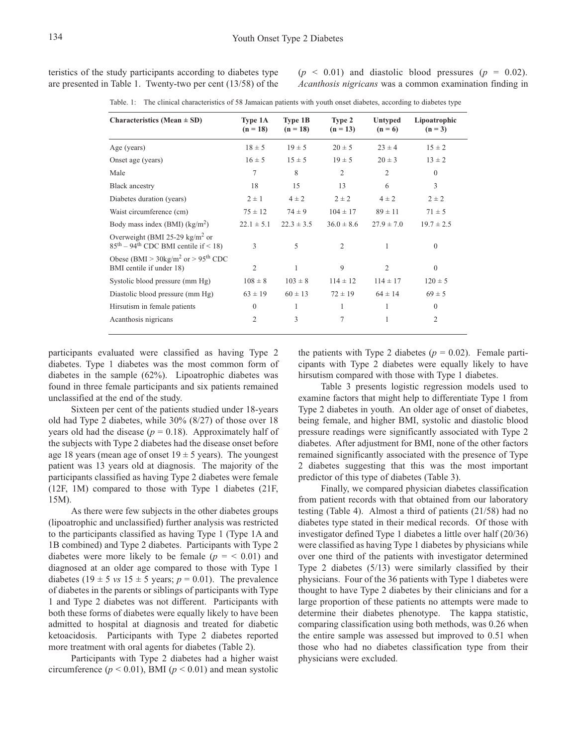teristics of the study participants according to diabetes type are presented in Table 1. Twenty-two per cent (13/58) of the participants evaluated were classified as having Type 2 diabetes. Type 1 diabetes was the most common form of diabetes in the sample (62%). Lipoatrophic diabetes was found in three female participants and six patients remained unclassified at the end of the study.

Table. 1: The clinical characteristics of 58 Jamaican patients with youth onset diabetes, according to diabetes type

| Characteristics (Mean ± SD) | Type 1A (n = 18) | Type 1B (n = 18) | Type 2 (n = 13) | Untyped (n = 6) | Lipoatrophic (n = 3) |
|---|---|---|---|---|---|
| Age (years) | 18 ± 5 | 19 ± 5 | 20 ± 5 | 23 ± 4 | 15 ± 2 |
| Onset age (years) | 16 ± 5 | 15 ± 5 | 19 ± 5 | 20 ± 3 | 13 ± 2 |
| Male | 7 | 8 | 2 | 2 | 0 |
| Black ancestry | 18 | 15 | 13 | 6 | 3 |
| Diabetes duration (years) | 2 ± 1 | 4 ± 2 | 2 ± 2 | 4 ± 2 | 2 ± 2 |
| Waist circumference (cm) | 75 ± 12 | 74 ± 9 | 104 ± 17 | 89 ± 11 | 71 ± 5 |
| Body mass index (BMI) ($kg/m^2$) | 22.1 ± 5.1 | 22.3 ± 3.5 | 36.0 ± 8.6 | 27.9 ± 7.0 | 19.7 ± 2.5 |
| Overweight (BMI 25-29 $kg/m^2$ or $85^{th}$ – $94^{th}$ CDC BMI centile if < 18) | 3 | 5 | 2 | 1 | 0 |
| Obese (BMI > 30$kg/m^2$ or > $95^{th}$ CDC BMI centile if under 18) | 2 | 1 | 9 | 2 | 0 |
| Systolic blood pressure (mm Hg) | 108 ± 8 | 103 ± 8 | 114 ± 12 | 114 ± 17 | 120 ± 5 |
| Diastolic blood pressure (mm Hg) | 63 ± 19 | 60 ± 13 | 72 ± 19 | 64 ± 14 | 69 ± 5 |
| Hirsutism in female patients | 0 | 1 | 1 | 1 | 0 |
| Acanthosis nigricans | 2 | 3 | 7 | 1 | 2 |

Sixteen per cent of the patients studied under 18-years old had Type 2 diabetes, while 30% (8/27) of those over 18 years old had the disease ($p = 0.18$). Approximately half of the subjects with Type 2 diabetes had the disease onset before age 18 years (mean age of onset 19 ± 5 years). The youngest patient was 13 years old at diagnosis. The majority of the participants classified as having Type 2 diabetes were female (12F, 1M) compared to those with Type 1 diabetes (21F, 15M).

As there were few subjects in the other diabetes groups (lipoatrophic and unclassified) further analysis was restricted to the participants classified as having Type 1 (Type 1A and 1B combined) and Type 2 diabetes. Participants with Type 2 diabetes were more likely to be female ($p = < 0.01$) and diagnosed at an older age compared to those with Type 1 diabetes (19 ± 5 *vs* 15 ± 5 years; $p = 0.01$). The prevalence of diabetes in the parents or siblings of participants with Type 1 and Type 2 diabetes was not different. Participants with both these forms of diabetes were equally likely to have been admitted to hospital at diagnosis and treated for diabetic ketoacidosis. Participants with Type 2 diabetes reported more treatment with oral agents for diabetes (Table 2).

Participants with Type 2 diabetes had a higher waist circumference ($p < 0.01$), BMI ($p < 0.01$) and mean systolic ($p < 0.01$) and diastolic blood pressures ($p = 0.02$). *Acanthosis nigricans* was a common examination finding in the patients with Type 2 diabetes ($p = 0.02$). Female participants with Type 2 diabetes were equally likely to have hirsutism compared with those with Type 1 diabetes.

Table 3 presents logistic regression models used to examine factors that might help to differentiate Type 1 from Type 2 diabetes in youth. An older age of onset of diabetes, being female, and higher BMI, systolic and diastolic blood pressure readings were significantly associated with Type 2 diabetes. After adjustment for BMI, none of the other factors remained significantly associated with the presence of Type 2 diabetes suggesting that this was the most important predictor of this type of diabetes (Table 3).

Finally, we compared physician diabetes classification from patient records with that obtained from our laboratory testing (Table 4). Almost a third of patients (21/58) had no diabetes type stated in their medical records. Of those with investigator defined Type 1 diabetes a little over half (20/36) were classified as having Type 1 diabetes by physicians while over one third of the patients with investigator determined Type 2 diabetes (5/13) were similarly classified by their physicians. Four of the 36 patients with Type 1 diabetes were thought to have Type 2 diabetes by their clinicians and for a large proportion of these patients no attempts were made to determine their diabetes phenotype. The kappa statistic, comparing classification using both methods, was 0.26 when the entire sample was assessed but improved to 0.51 when those who had no diabetes classification type from their physicians were excluded.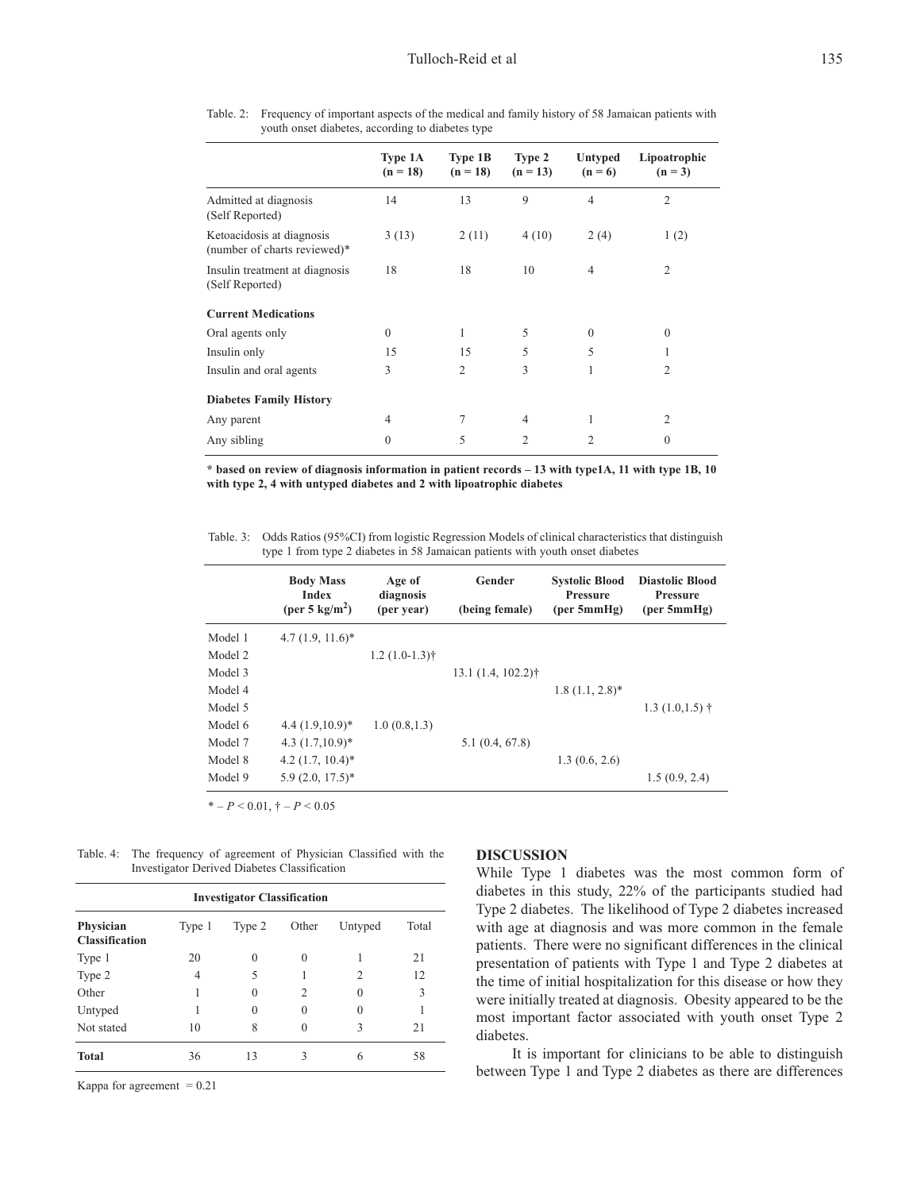Table. 2: Frequency of important aspects of the medical and family history of 58 Jamaican patients with youth onset diabetes, according to diabetes type

| | Type 1A (n = 18) | Type 1B (n = 18) | Type 2 (n = 13) | Untyped (n = 6) | Lipoatrophic (n = 3) |
|---|---|---|---|---|---|
| Admitted at diagnosis (Self Reported) | 14 | 13 | 9 | 4 | 2 |
| Ketoacidosis at diagnosis (number of charts reviewed)* | 3 (13) | 2 (11) | 4 (10) | 2 (4) | 1 (2) |
| Insulin treatment at diagnosis (Self Reported) | 18 | 18 | 10 | 4 | 2 |
| **Current Medications** | | | | | |
| Oral agents only | 0 | 1 | 5 | 0 | 0 |
| Insulin only | 15 | 15 | 5 | 5 | 1 |
| Insulin and oral agents | 3 | 2 | 3 | 1 | 2 |
| **Diabetes Family History** | | | | | |
| Any parent | 4 | 7 | 4 | 1 | 2 |
| Any sibling | 0 | 5 | 2 | 2 | 0 |

**\* based on review of diagnosis information in patient records – 13 with type1A, 11 with type 1B, 10 with type 2, 4 with untyped diabetes and 2 with lipoatrophic diabetes**

Table. 3: Odds Ratios (95%CI) from logistic Regression Models of clinical characteristics that distinguish type 1 from type 2 diabetes in 58 Jamaican patients with youth onset diabetes

| | Body Mass Index (per 5 $kg/m^2$) | Age of diagnosis (per year) | Gender (being female) | Systolic Blood Pressure (per 5mmHg) | Diastolic Blood Pressure (per 5mmHg) |
|---|---|---|---|---|---|
| Model 1 | 4.7 (1.9, 11.6)* | | | | |
| Model 2 | | 1.2 (1.0-1.3)† | | | |
| Model 3 | | | 13.1 (1.4, 102.2)† | | |
| Model 4 | | | | 1.8 (1.1, 2.8)* | |
| Model 5 | | | | | 1.3 (1.0,1.5) † |
| Model 6 | 4.4 (1.9,10.9)* | 1.0 (0.8,1.3) | | | |
| Model 7 | 4.3 (1.7,10.9)* | | 5.1 (0.4, 67.8) | | |
| Model 8 | 4.2 (1.7, 10.4)* | | | 1.3 (0.6, 2.6) | |
| Model 9 | 5.9 (2.0, 17.5)* | | | | 1.5 (0.9, 2.4) |

\* – $P < 0.01$, † – $P < 0.05$

Table. 4: The frequency of agreement of Physician Classified with the Investigator Derived Diabetes Classification

| Physician Classification | Investigator Classification: Type 1 | Type 2 | Other | Untyped | Total |
|---|---|---|---|---|---|
| Type 1 | 20 | 0 | 0 | 1 | 21 |
| Type 2 | 4 | 5 | 1 | 2 | 12 |
| Other | 1 | 0 | 2 | 0 | 3 |
| Untyped | 1 | 0 | 0 | 0 | 1 |
| Not stated | 10 | 8 | 0 | 3 | 21 |
| **Total** | 36 | 13 | 3 | 6 | 58 |

Kappa for agreement = 0.21

## DISCUSSION

While Type 1 diabetes was the most common form of diabetes in this study, 22% of the participants studied had Type 2 diabetes. The likelihood of Type 2 diabetes increased with age at diagnosis and was more common in the female patients. There were no significant differences in the clinical presentation of patients with Type 1 and Type 2 diabetes at the time of initial hospitalization for this disease or how they were initially treated at diagnosis. Obesity appeared to be the most important factor associated with youth onset Type 2 diabetes.

It is important for clinicians to be able to distinguish between Type 1 and Type 2 diabetes as there are differences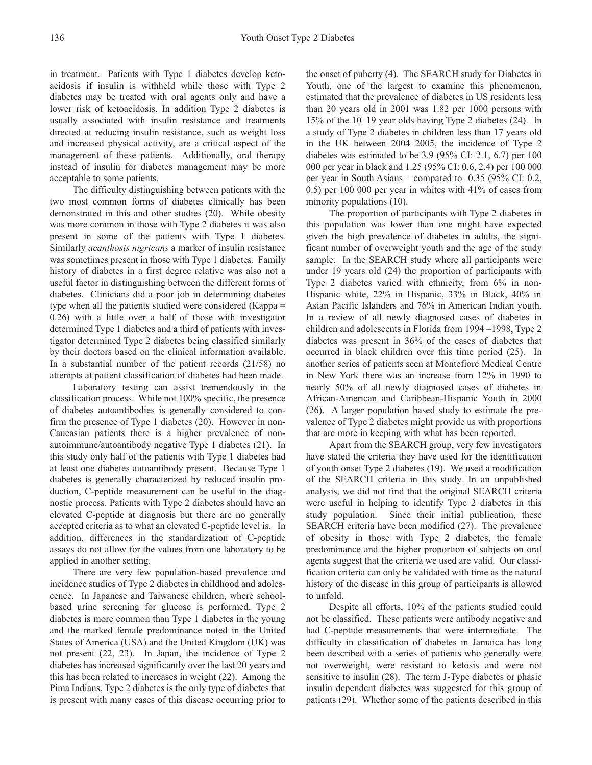in treatment. Patients with Type 1 diabetes develop ketoacidosis if insulin is withheld while those with Type 2 diabetes may be treated with oral agents only and have a lower risk of ketoacidosis. In addition Type 2 diabetes is usually associated with insulin resistance and treatments directed at reducing insulin resistance, such as weight loss and increased physical activity, are a critical aspect of the management of these patients. Additionally, oral therapy instead of insulin for diabetes management may be more acceptable to some patients.

The difficulty distinguishing between patients with the two most common forms of diabetes clinically has been demonstrated in this and other studies (20). While obesity was more common in those with Type 2 diabetes it was also present in some of the patients with Type 1 diabetes. Similarly *acanthosis nigricans* a marker of insulin resistance was sometimes present in those with Type 1 diabetes. Family history of diabetes in a first degree relative was also not a useful factor in distinguishing between the different forms of diabetes. Clinicians did a poor job in determining diabetes type when all the patients studied were considered (Kappa = 0.26) with a little over a half of those with investigator determined Type 1 diabetes and a third of patients with investigator determined Type 2 diabetes being classified similarly by their doctors based on the clinical information available. In a substantial number of the patient records (21/58) no attempts at patient classification of diabetes had been made.

Laboratory testing can assist tremendously in the classification process. While not 100% specific, the presence of diabetes autoantibodies is generally considered to confirm the presence of Type 1 diabetes (20). However in non-Caucasian patients there is a higher prevalence of non-autoimmune/autoantibody negative Type 1 diabetes (21). In this study only half of the patients with Type 1 diabetes had at least one diabetes autoantibody present. Because Type 1 diabetes is generally characterized by reduced insulin production, C-peptide measurement can be useful in the diagnostic process. Patients with Type 2 diabetes should have an elevated C-peptide at diagnosis but there are no generally accepted criteria as to what an elevated C-peptide level is. In addition, differences in the standardization of C-peptide assays do not allow for the values from one laboratory to be applied in another setting.

There are very few population-based prevalence and incidence studies of Type 2 diabetes in childhood and adolescence. In Japanese and Taiwanese children, where school-based urine screening for glucose is performed, Type 2 diabetes is more common than Type 1 diabetes in the young and the marked female predominance noted in the United States of America (USA) and the United Kingdom (UK) was not present (22, 23). In Japan, the incidence of Type 2 diabetes has increased significantly over the last 20 years and this has been related to increases in weight (22). Among the Pima Indians, Type 2 diabetes is the only type of diabetes that is present with many cases of this disease occurring prior to the onset of puberty (4). The SEARCH study for Diabetes in Youth, one of the largest to examine this phenomenon, estimated that the prevalence of diabetes in US residents less than 20 years old in 2001 was 1.82 per 1000 persons with 15% of the 10–19 year olds having Type 2 diabetes (24). In a study of Type 2 diabetes in children less than 17 years old in the UK between 2004–2005, the incidence of Type 2 diabetes was estimated to be 3.9 (95% CI: 2.1, 6.7) per 100 000 per year in black and 1.25 (95% CI: 0.6, 2.4) per 100 000 per year in South Asians – compared to 0.35 (95% CI: 0.2, 0.5) per 100 000 per year in whites with 41% of cases from minority populations (10).

The proportion of participants with Type 2 diabetes in this population was lower than one might have expected given the high prevalence of diabetes in adults, the significant number of overweight youth and the age of the study sample. In the SEARCH study where all participants were under 19 years old (24) the proportion of participants with Type 2 diabetes varied with ethnicity, from 6% in non-Hispanic white, 22% in Hispanic, 33% in Black, 40% in Asian Pacific Islanders and 76% in American Indian youth. In a review of all newly diagnosed cases of diabetes in children and adolescents in Florida from 1994 –1998, Type 2 diabetes was present in 36% of the cases of diabetes that occurred in black children over this time period (25). In another series of patients seen at Montefiore Medical Centre in New York there was an increase from 12% in 1990 to nearly 50% of all newly diagnosed cases of diabetes in African-American and Caribbean-Hispanic Youth in 2000 (26). A larger population based study to estimate the prevalence of Type 2 diabetes might provide us with proportions that are more in keeping with what has been reported.

Apart from the SEARCH group, very few investigators have stated the criteria they have used for the identification of youth onset Type 2 diabetes (19). We used a modification of the SEARCH criteria in this study. In an unpublished analysis, we did not find that the original SEARCH criteria were useful in helping to identify Type 2 diabetes in this study population. Since their initial publication, these SEARCH criteria have been modified (27). The prevalence of obesity in those with Type 2 diabetes, the female predominance and the higher proportion of subjects on oral agents suggest that the criteria we used are valid. Our classification criteria can only be validated with time as the natural history of the disease in this group of participants is allowed to unfold.

Despite all efforts, 10% of the patients studied could not be classified. These patients were antibody negative and had C-peptide measurements that were intermediate. The difficulty in classification of diabetes in Jamaica has long been described with a series of patients who generally were not overweight, were resistant to ketosis and were not sensitive to insulin (28). The term J-Type diabetes or phasic insulin dependent diabetes was suggested for this group of patients (29). Whether some of the patients described in this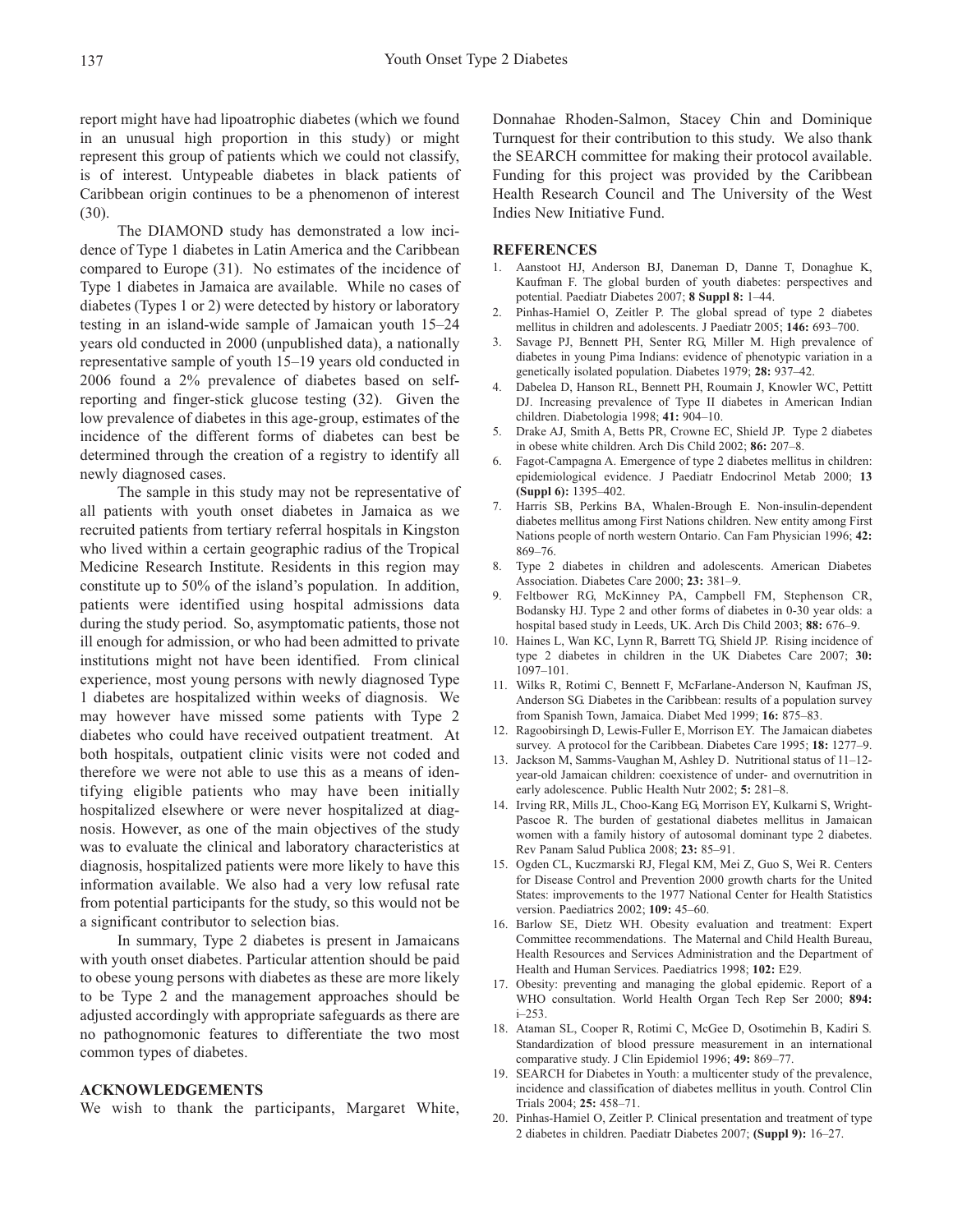report might have had lipoatrophic diabetes (which we found in an unusual high proportion in this study) or might represent this group of patients which we could not classify, is of interest. Untypeable diabetes in black patients of Caribbean origin continues to be a phenomenon of interest (30).

The DIAMOND study has demonstrated a low incidence of Type 1 diabetes in Latin America and the Caribbean compared to Europe (31). No estimates of the incidence of Type 1 diabetes in Jamaica are available. While no cases of diabetes (Types 1 or 2) were detected by history or laboratory testing in an island-wide sample of Jamaican youth 15–24 years old conducted in 2000 (unpublished data), a nationally representative sample of youth 15–19 years old conducted in 2006 found a 2% prevalence of diabetes based on self-reporting and finger-stick glucose testing (32). Given the low prevalence of diabetes in this age-group, estimates of the incidence of the different forms of diabetes can best be determined through the creation of a registry to identify all newly diagnosed cases.

The sample in this study may not be representative of all patients with youth onset diabetes in Jamaica as we recruited patients from tertiary referral hospitals in Kingston who lived within a certain geographic radius of the Tropical Medicine Research Institute. Residents in this region may constitute up to 50% of the island's population. In addition, patients were identified using hospital admissions data during the study period. So, asymptomatic patients, those not ill enough for admission, or who had been admitted to private institutions might not have been identified. From clinical experience, most young persons with newly diagnosed Type 1 diabetes are hospitalized within weeks of diagnosis. We may however have missed some patients with Type 2 diabetes who could have received outpatient treatment. At both hospitals, outpatient clinic visits were not coded and therefore we were not able to use this as a means of identifying eligible patients who may have been initially hospitalized elsewhere or were never hospitalized at diagnosis. However, as one of the main objectives of the study was to evaluate the clinical and laboratory characteristics at diagnosis, hospitalized patients were more likely to have this information available. We also had a very low refusal rate from potential participants for the study, so this would not be a significant contributor to selection bias.

In summary, Type 2 diabetes is present in Jamaicans with youth onset diabetes. Particular attention should be paid to obese young persons with diabetes as these are more likely to be Type 2 and the management approaches should be adjusted accordingly with appropriate safeguards as there are no pathognomonic features to differentiate the two most common types of diabetes.

## ACKNOWLEDGEMENTS

We wish to thank the participants, Margaret White, Donnahae Rhoden-Salmon, Stacey Chin and Dominique Turnquest for their contribution to this study. We also thank the SEARCH committee for making their protocol available. Funding for this project was provided by the Caribbean Health Research Council and The University of the West Indies New Initiative Fund.

## REFERENCES

1. Aanstoot HJ, Anderson BJ, Daneman D, Danne T, Donaghue K, Kaufman F. The global burden of youth diabetes: perspectives and potential. Paediatr Diabetes 2007; **8 Suppl 8:** 1–44.
2. Pinhas-Hamiel O, Zeitler P. The global spread of type 2 diabetes mellitus in children and adolescents. J Paediatr 2005; **146:** 693–700.
3. Savage PJ, Bennett PH, Senter RG, Miller M. High prevalence of diabetes in young Pima Indians: evidence of phenotypic variation in a genetically isolated population. Diabetes 1979; **28:** 937–42.
4. Dabelea D, Hanson RL, Bennett PH, Roumain J, Knowler WC, Pettitt DJ. Increasing prevalence of Type II diabetes in American Indian children. Diabetologia 1998; **41:** 904–10.
5. Drake AJ, Smith A, Betts PR, Crowne EC, Shield JP. Type 2 diabetes in obese white children. Arch Dis Child 2002; **86:** 207–8.
6. Fagot-Campagna A. Emergence of type 2 diabetes mellitus in children: epidemiological evidence. J Paediatr Endocrinol Metab 2000; **13 (Suppl 6):** 1395–402.
7. Harris SB, Perkins BA, Whalen-Brough E. Non-insulin-dependent diabetes mellitus among First Nations children. New entity among First Nations people of north western Ontario. Can Fam Physician 1996; **42:** 869–76.
8. Type 2 diabetes in children and adolescents. American Diabetes Association. Diabetes Care 2000; **23:** 381–9.
9. Feltbower RG, McKinney PA, Campbell FM, Stephenson CR, Bodansky HJ. Type 2 and other forms of diabetes in 0-30 year olds: a hospital based study in Leeds, UK. Arch Dis Child 2003; **88:** 676–9.
10. Haines L, Wan KC, Lynn R, Barrett TG, Shield JP. Rising incidence of type 2 diabetes in children in the UK Diabetes Care 2007; **30:** 1097–101.
11. Wilks R, Rotimi C, Bennett F, McFarlane-Anderson N, Kaufman JS, Anderson SG. Diabetes in the Caribbean: results of a population survey from Spanish Town, Jamaica. Diabet Med 1999; **16:** 875–83.
12. Ragoobirsingh D, Lewis-Fuller E, Morrison EY. The Jamaican diabetes survey. A protocol for the Caribbean. Diabetes Care 1995; **18:** 1277–9.
13. Jackson M, Samms-Vaughan M, Ashley D. Nutritional status of 11–12-year-old Jamaican children: coexistence of under- and overnutrition in early adolescence. Public Health Nutr 2002; **5:** 281–8.
14. Irving RR, Mills JL, Choo-Kang EG, Morrison EY, Kulkarni S, Wright-Pascoe R. The burden of gestational diabetes mellitus in Jamaican women with a family history of autosomal dominant type 2 diabetes. Rev Panam Salud Publica 2008; **23:** 85–91.
15. Ogden CL, Kuczmarski RJ, Flegal KM, Mei Z, Guo S, Wei R. Centers for Disease Control and Prevention 2000 growth charts for the United States: improvements to the 1977 National Center for Health Statistics version. Paediatrics 2002; **109:** 45–60.
16. Barlow SE, Dietz WH. Obesity evaluation and treatment: Expert Committee recommendations. The Maternal and Child Health Bureau, Health Resources and Services Administration and the Department of Health and Human Services. Paediatrics 1998; **102:** E29.
17. Obesity: preventing and managing the global epidemic. Report of a WHO consultation. World Health Organ Tech Rep Ser 2000; **894:** i–253.
18. Ataman SL, Cooper R, Rotimi C, McGee D, Osotimehin B, Kadiri S. Standardization of blood pressure measurement in an international comparative study. J Clin Epidemiol 1996; **49:** 869–77.
19. SEARCH for Diabetes in Youth: a multicenter study of the prevalence, incidence and classification of diabetes mellitus in youth. Control Clin Trials 2004; **25:** 458–71.
20. Pinhas-Hamiel O, Zeitler P. Clinical presentation and treatment of type 2 diabetes in children. Paediatr Diabetes 2007; **(Suppl 9):** 16–27.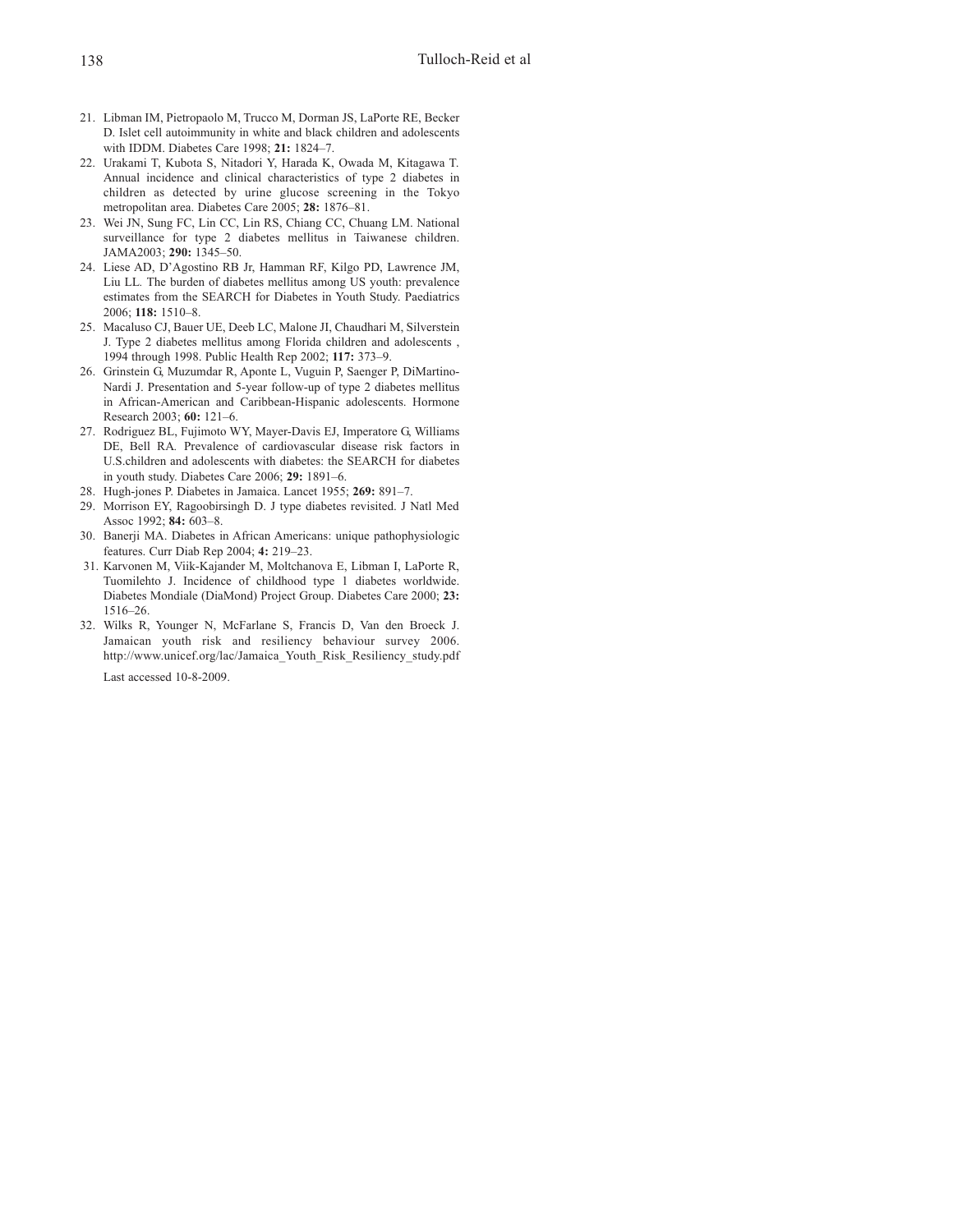21. Libman IM, Pietropaolo M, Trucco M, Dorman JS, LaPorte RE, Becker D. Islet cell autoimmunity in white and black children and adolescents with IDDM. Diabetes Care 1998; **21:** 1824–7.
22. Urakami T, Kubota S, Nitadori Y, Harada K, Owada M, Kitagawa T. Annual incidence and clinical characteristics of type 2 diabetes in children as detected by urine glucose screening in the Tokyo metropolitan area. Diabetes Care 2005; **28:** 1876–81.
23. Wei JN, Sung FC, Lin CC, Lin RS, Chiang CC, Chuang LM. National surveillance for type 2 diabetes mellitus in Taiwanese children. JAMA2003; **290:** 1345–50.
24. Liese AD, D'Agostino RB Jr, Hamman RF, Kilgo PD, Lawrence JM, Liu LL. The burden of diabetes mellitus among US youth: prevalence estimates from the SEARCH for Diabetes in Youth Study. Paediatrics 2006; **118:** 1510–8.
25. Macaluso CJ, Bauer UE, Deeb LC, Malone JI, Chaudhari M, Silverstein J. Type 2 diabetes mellitus among Florida children and adolescents , 1994 through 1998. Public Health Rep 2002; **117:** 373–9.
26. Grinstein G, Muzumdar R, Aponte L, Vuguin P, Saenger P, DiMartino-Nardi J. Presentation and 5-year follow-up of type 2 diabetes mellitus in African-American and Caribbean-Hispanic adolescents. Hormone Research 2003; **60:** 121–6.
27. Rodriguez BL, Fujimoto WY, Mayer-Davis EJ, Imperatore G, Williams DE, Bell RA. Prevalence of cardiovascular disease risk factors in U.S.children and adolescents with diabetes: the SEARCH for diabetes in youth study. Diabetes Care 2006; **29:** 1891–6.
28. Hugh-jones P. Diabetes in Jamaica. Lancet 1955; **269:** 891–7.
29. Morrison EY, Ragoobirsingh D. J type diabetes revisited. J Natl Med Assoc 1992; **84:** 603–8.
30. Banerji MA. Diabetes in African Americans: unique pathophysiologic features. Curr Diab Rep 2004; **4:** 219–23.
31. Karvonen M, Viik-Kajander M, Moltchanova E, Libman I, LaPorte R, Tuomilehto J. Incidence of childhood type 1 diabetes worldwide. Diabetes Mondiale (DiaMond) Project Group. Diabetes Care 2000; **23:** 1516–26.
32. Wilks R, Younger N, McFarlane S, Francis D, Van den Broeck J. Jamaican youth risk and resiliency behaviour survey 2006. http://www.unicef.org/lac/Jamaica_Youth_Risk_Resiliency_study.pdf

    Last accessed 10-8-2009.